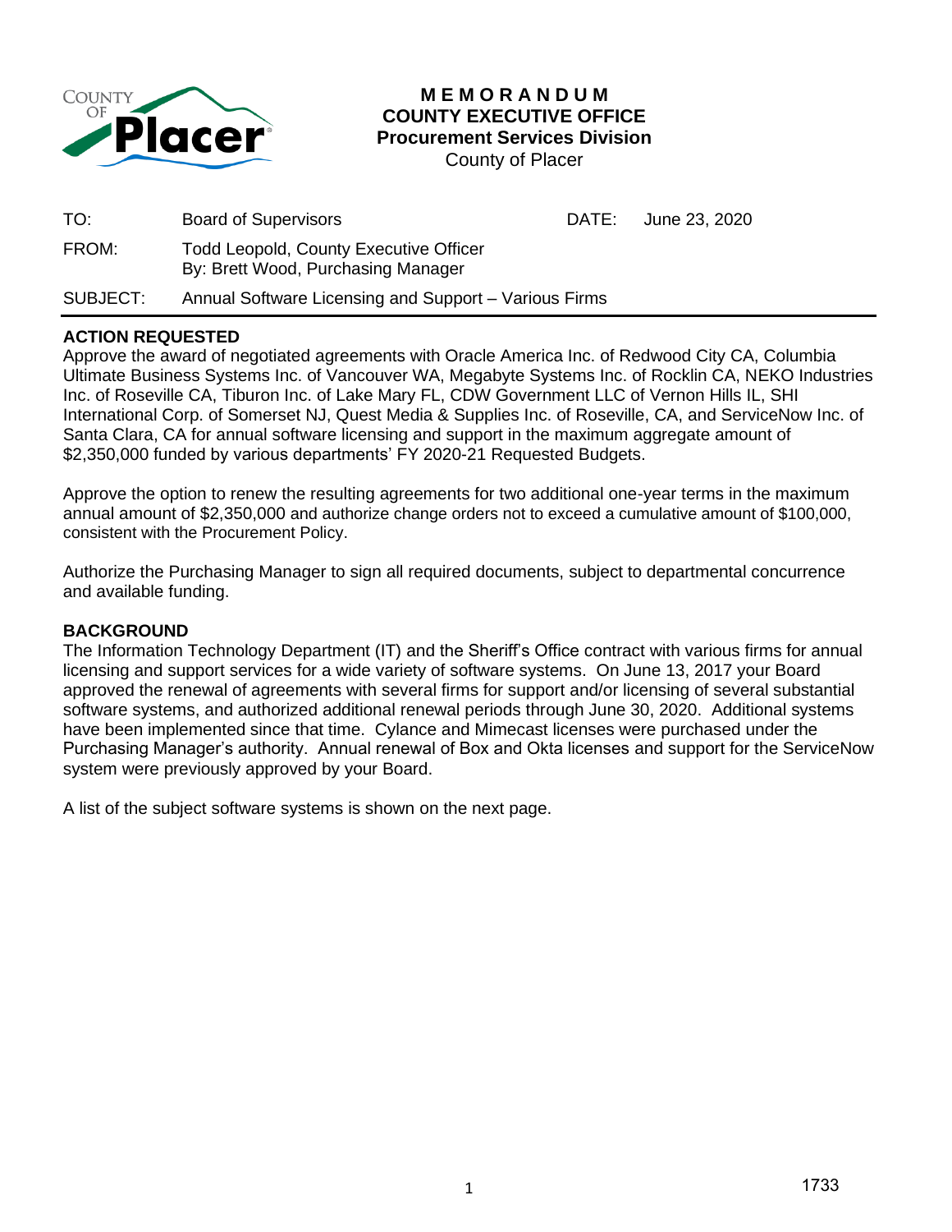# MEMORANDUM
## COUNTY EXECUTIVE OFFICE
## Procurement Services Division
County of Placer

| | | | |
|---|---|---|---|
| TO: | Board of Supervisors | DATE: | June 23, 2020 |
| FROM: | Todd Leopold, County Executive Officer<br>By: Brett Wood, Purchasing Manager | | |
| SUBJECT: | Annual Software Licensing and Support – Various Firms | | |

**ACTION REQUESTED**

Approve the award of negotiated agreements with Oracle America Inc. of Redwood City CA, Columbia Ultimate Business Systems Inc. of Vancouver WA, Megabyte Systems Inc. of Rocklin CA, NEKO Industries Inc. of Roseville CA, Tiburon Inc. of Lake Mary FL, CDW Government LLC of Vernon Hills IL, SHI International Corp. of Somerset NJ, Quest Media & Supplies Inc. of Roseville, CA, and ServiceNow Inc. of Santa Clara, CA for annual software licensing and support in the maximum aggregate amount of $2,350,000 funded by various departments' FY 2020-21 Requested Budgets.

Approve the option to renew the resulting agreements for two additional one-year terms in the maximum annual amount of $2,350,000 and authorize change orders not to exceed a cumulative amount of $100,000, consistent with the Procurement Policy.

Authorize the Purchasing Manager to sign all required documents, subject to departmental concurrence and available funding.

**BACKGROUND**

The Information Technology Department (IT) and the Sheriff's Office contract with various firms for annual licensing and support services for a wide variety of software systems. On June 13, 2017 your Board approved the renewal of agreements with several firms for support and/or licensing of several substantial software systems, and authorized additional renewal periods through June 30, 2020. Additional systems have been implemented since that time. Cylance and Mimecast licenses were purchased under the Purchasing Manager's authority. Annual renewal of Box and Okta licenses and support for the ServiceNow system were previously approved by your Board.

A list of the subject software systems is shown on the next page.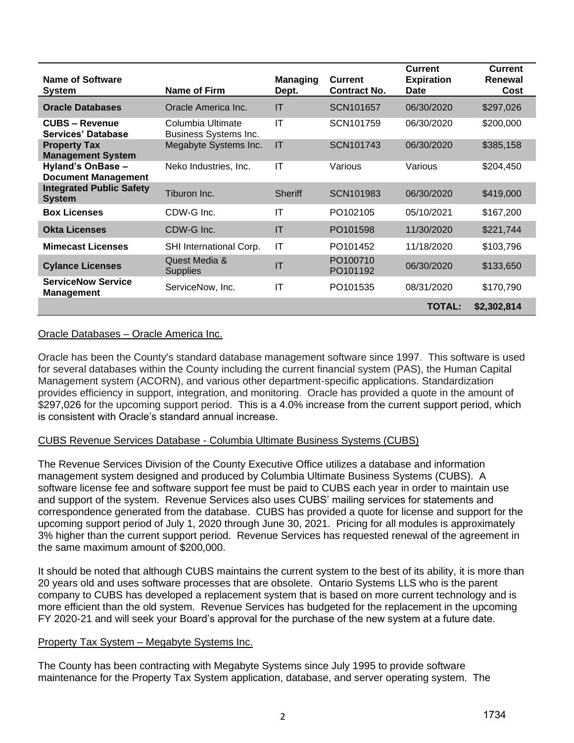| Name of Software System | Name of Firm | Managing Dept. | Current Contract No. | Current Expiration Date | Current Renewal Cost |
|---|---|---|---|---|---|
| **Oracle Databases** | Oracle America Inc. | IT | SCN101657 | 06/30/2020 | $297,026 |
| **CUBS – Revenue Services' Database** | Columbia Ultimate Business Systems Inc. | IT | SCN101759 | 06/30/2020 | $200,000 |
| **Property Tax Management System** | Megabyte Systems Inc. | IT | SCN101743 | 06/30/2020 | $385,158 |
| **Hyland's OnBase – Document Management** | Neko Industries, Inc. | IT | Various | Various | $204,450 |
| **Integrated Public Safety System** | Tiburon Inc. | Sheriff | SCN101983 | 06/30/2020 | $419,000 |
| **Box Licenses** | CDW-G Inc. | IT | PO102105 | 05/10/2021 | $167,200 |
| **Okta Licenses** | CDW-G Inc. | IT | PO101598 | 11/30/2020 | $221,744 |
| **Mimecast Licenses** | SHI International Corp. | IT | PO101452 | 11/18/2020 | $103,796 |
| **Cylance Licenses** | Quest Media & Supplies | IT | PO100710 PO101192 | 06/30/2020 | $133,650 |
| **ServiceNow Service Management** | ServiceNow, Inc. | IT | PO101535 | 08/31/2020 | $170,790 |
| | | | | **TOTAL:** | **$2,302,814** |

Oracle Databases – Oracle America Inc.

Oracle has been the County's standard database management software since 1997. This software is used for several databases within the County including the current financial system (PAS), the Human Capital Management system (ACORN), and various other department-specific applications. Standardization provides efficiency in support, integration, and monitoring. Oracle has provided a quote in the amount of $297,026 for the upcoming support period. This is a 4.0% increase from the current support period, which is consistent with Oracle's standard annual increase.

CUBS Revenue Services Database - Columbia Ultimate Business Systems (CUBS)

The Revenue Services Division of the County Executive Office utilizes a database and information management system designed and produced by Columbia Ultimate Business Systems (CUBS). A software license fee and software support fee must be paid to CUBS each year in order to maintain use and support of the system. Revenue Services also uses CUBS' mailing services for statements and correspondence generated from the database. CUBS has provided a quote for license and support for the upcoming support period of July 1, 2020 through June 30, 2021. Pricing for all modules is approximately 3% higher than the current support period. Revenue Services has requested renewal of the agreement in the same maximum amount of $200,000.

It should be noted that although CUBS maintains the current system to the best of its ability, it is more than 20 years old and uses software processes that are obsolete. Ontario Systems LLS who is the parent company to CUBS has developed a replacement system that is based on more current technology and is more efficient than the old system. Revenue Services has budgeted for the replacement in the upcoming FY 2020-21 and will seek your Board's approval for the purchase of the new system at a future date.

Property Tax System – Megabyte Systems Inc.

The County has been contracting with Megabyte Systems since July 1995 to provide software maintenance for the Property Tax System application, database, and server operating system. The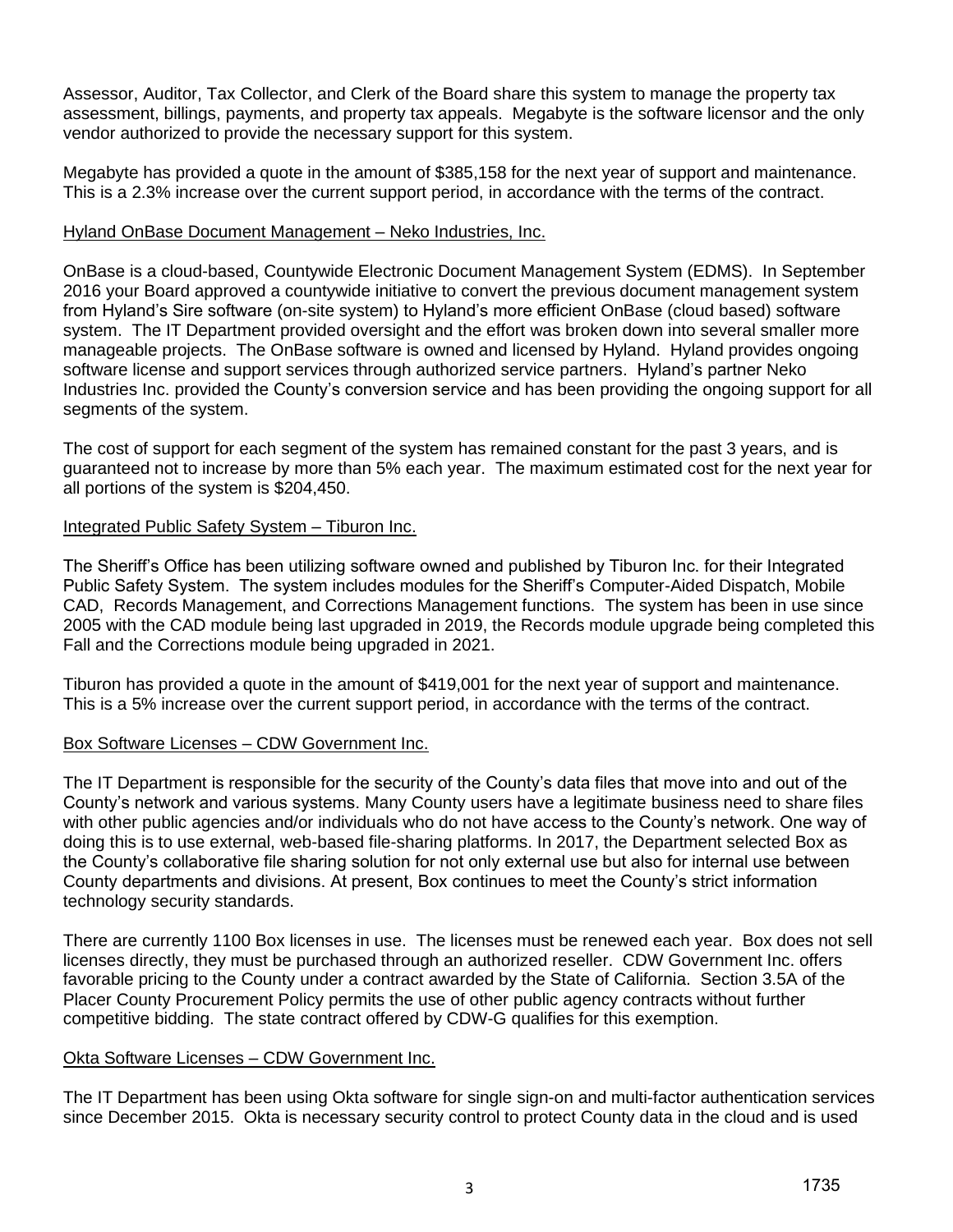Assessor, Auditor, Tax Collector, and Clerk of the Board share this system to manage the property tax assessment, billings, payments, and property tax appeals. Megabyte is the software licensor and the only vendor authorized to provide the necessary support for this system.

Megabyte has provided a quote in the amount of $385,158 for the next year of support and maintenance. This is a 2.3% increase over the current support period, in accordance with the terms of the contract.

<u>Hyland OnBase Document Management – Neko Industries, Inc.</u>

OnBase is a cloud-based, Countywide Electronic Document Management System (EDMS). In September 2016 your Board approved a countywide initiative to convert the previous document management system from Hyland's Sire software (on-site system) to Hyland's more efficient OnBase (cloud based) software system. The IT Department provided oversight and the effort was broken down into several smaller more manageable projects. The OnBase software is owned and licensed by Hyland. Hyland provides ongoing software license and support services through authorized service partners. Hyland's partner Neko Industries Inc. provided the County's conversion service and has been providing the ongoing support for all segments of the system.

The cost of support for each segment of the system has remained constant for the past 3 years, and is guaranteed not to increase by more than 5% each year. The maximum estimated cost for the next year for all portions of the system is $204,450.

<u>Integrated Public Safety System – Tiburon Inc.</u>

The Sheriff's Office has been utilizing software owned and published by Tiburon Inc. for their Integrated Public Safety System. The system includes modules for the Sheriff's Computer-Aided Dispatch, Mobile CAD, Records Management, and Corrections Management functions. The system has been in use since 2005 with the CAD module being last upgraded in 2019, the Records module upgrade being completed this Fall and the Corrections module being upgraded in 2021.

Tiburon has provided a quote in the amount of $419,001 for the next year of support and maintenance. This is a 5% increase over the current support period, in accordance with the terms of the contract.

<u>Box Software Licenses – CDW Government Inc.</u>

The IT Department is responsible for the security of the County's data files that move into and out of the County's network and various systems. Many County users have a legitimate business need to share files with other public agencies and/or individuals who do not have access to the County's network. One way of doing this is to use external, web-based file-sharing platforms. In 2017, the Department selected Box as the County's collaborative file sharing solution for not only external use but also for internal use between County departments and divisions. At present, Box continues to meet the County's strict information technology security standards.

There are currently 1100 Box licenses in use. The licenses must be renewed each year. Box does not sell licenses directly, they must be purchased through an authorized reseller. CDW Government Inc. offers favorable pricing to the County under a contract awarded by the State of California. Section 3.5A of the Placer County Procurement Policy permits the use of other public agency contracts without further competitive bidding. The state contract offered by CDW-G qualifies for this exemption.

<u>Okta Software Licenses – CDW Government Inc.</u>

The IT Department has been using Okta software for single sign-on and multi-factor authentication services since December 2015. Okta is necessary security control to protect County data in the cloud and is used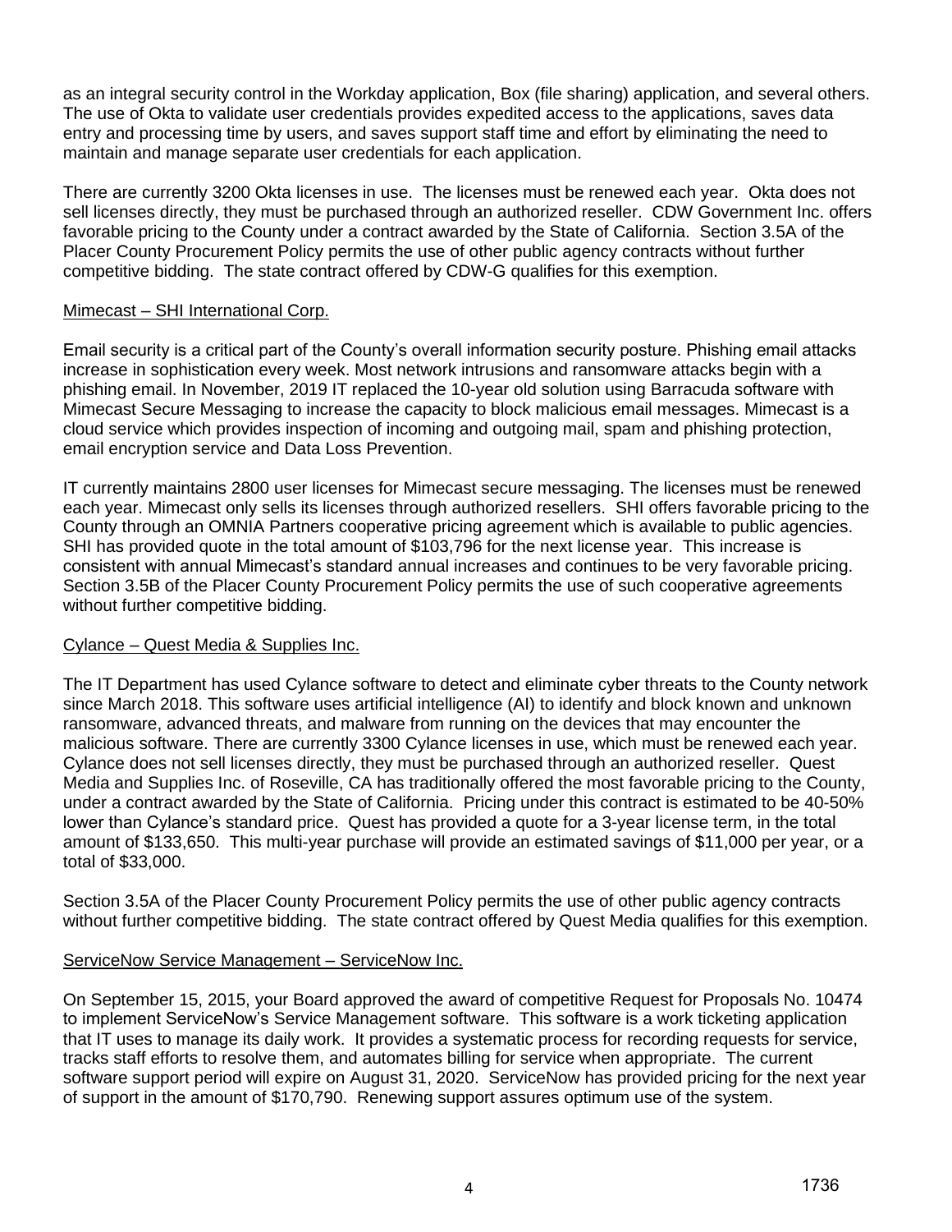as an integral security control in the Workday application, Box (file sharing) application, and several others. The use of Okta to validate user credentials provides expedited access to the applications, saves data entry and processing time by users, and saves support staff time and effort by eliminating the need to maintain and manage separate user credentials for each application.

There are currently 3200 Okta licenses in use. The licenses must be renewed each year. Okta does not sell licenses directly, they must be purchased through an authorized reseller. CDW Government Inc. offers favorable pricing to the County under a contract awarded by the State of California. Section 3.5A of the Placer County Procurement Policy permits the use of other public agency contracts without further competitive bidding. The state contract offered by CDW-G qualifies for this exemption.

Mimecast – SHI International Corp.

Email security is a critical part of the County's overall information security posture. Phishing email attacks increase in sophistication every week. Most network intrusions and ransomware attacks begin with a phishing email. In November, 2019 IT replaced the 10-year old solution using Barracuda software with Mimecast Secure Messaging to increase the capacity to block malicious email messages. Mimecast is a cloud service which provides inspection of incoming and outgoing mail, spam and phishing protection, email encryption service and Data Loss Prevention.

IT currently maintains 2800 user licenses for Mimecast secure messaging. The licenses must be renewed each year. Mimecast only sells its licenses through authorized resellers. SHI offers favorable pricing to the County through an OMNIA Partners cooperative pricing agreement which is available to public agencies. SHI has provided quote in the total amount of $103,796 for the next license year. This increase is consistent with annual Mimecast's standard annual increases and continues to be very favorable pricing. Section 3.5B of the Placer County Procurement Policy permits the use of such cooperative agreements without further competitive bidding.

Cylance – Quest Media & Supplies Inc.

The IT Department has used Cylance software to detect and eliminate cyber threats to the County network since March 2018. This software uses artificial intelligence (AI) to identify and block known and unknown ransomware, advanced threats, and malware from running on the devices that may encounter the malicious software. There are currently 3300 Cylance licenses in use, which must be renewed each year. Cylance does not sell licenses directly, they must be purchased through an authorized reseller. Quest Media and Supplies Inc. of Roseville, CA has traditionally offered the most favorable pricing to the County, under a contract awarded by the State of California. Pricing under this contract is estimated to be 40-50% lower than Cylance's standard price. Quest has provided a quote for a 3-year license term, in the total amount of $133,650. This multi-year purchase will provide an estimated savings of $11,000 per year, or a total of $33,000.

Section 3.5A of the Placer County Procurement Policy permits the use of other public agency contracts without further competitive bidding. The state contract offered by Quest Media qualifies for this exemption.

ServiceNow Service Management – ServiceNow Inc.

On September 15, 2015, your Board approved the award of competitive Request for Proposals No. 10474 to implement ServiceNow's Service Management software. This software is a work ticketing application that IT uses to manage its daily work. It provides a systematic process for recording requests for service, tracks staff efforts to resolve them, and automates billing for service when appropriate. The current software support period will expire on August 31, 2020. ServiceNow has provided pricing for the next year of support in the amount of $170,790. Renewing support assures optimum use of the system.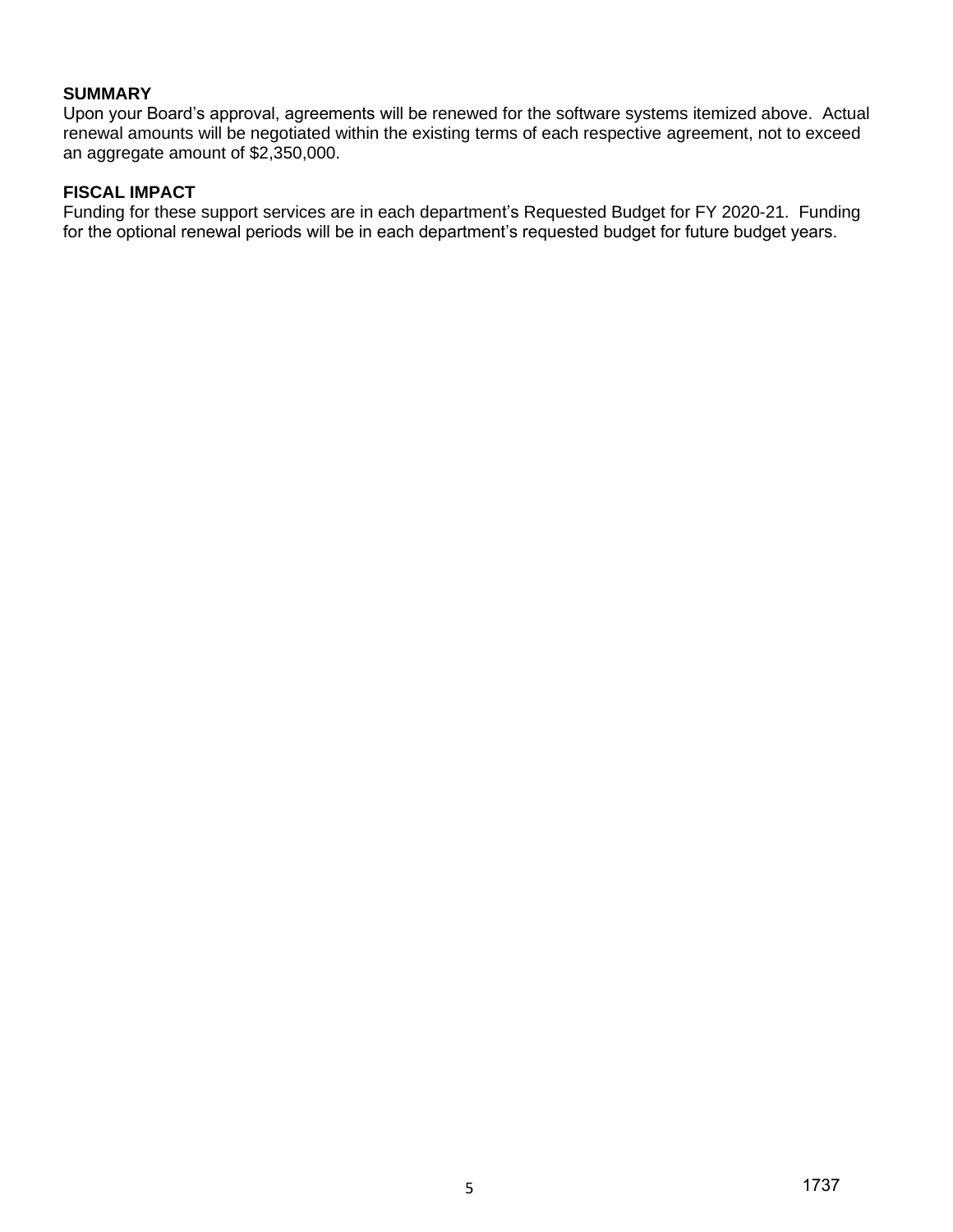**SUMMARY**

Upon your Board's approval, agreements will be renewed for the software systems itemized above. Actual renewal amounts will be negotiated within the existing terms of each respective agreement, not to exceed an aggregate amount of $2,350,000.

**FISCAL IMPACT**

Funding for these support services are in each department's Requested Budget for FY 2020-21. Funding for the optional renewal periods will be in each department's requested budget for future budget years.